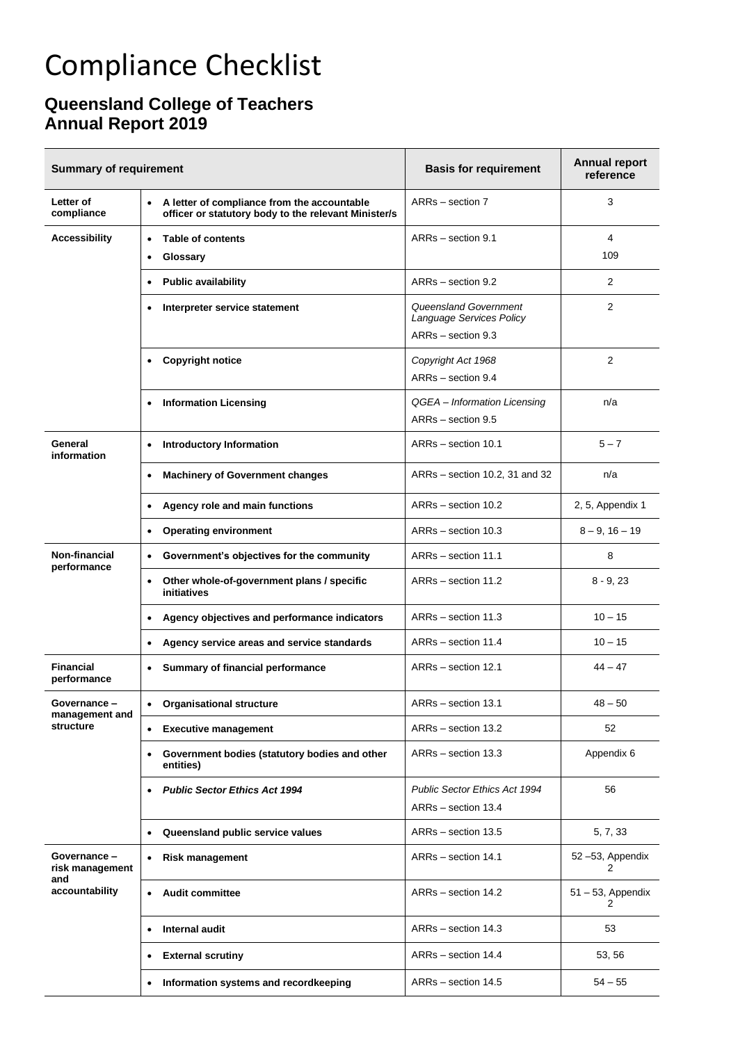# Compliance Checklist

## Queensland College of Teachers Annual Report 2019

| Summary of requirement | | Basis for requirement | Annual report reference |
|---|---|---|---|
| Letter of compliance | • **A letter of compliance from the accountable officer or statutory body to the relevant Minister/s** | ARRs – section 7 | 3 |
| Accessibility | • **Table of contents**<br>• **Glossary** | ARRs – section 9.1 | 4<br>109 |
| | • **Public availability** | ARRs – section 9.2 | 2 |
| | • **Interpreter service statement** | *Queensland Government Language Services Policy*<br>ARRs – section 9.3 | 2 |
| | • **Copyright notice** | *Copyright Act 1968*<br>ARRs – section 9.4 | 2 |
| | • **Information Licensing** | *QGEA – Information Licensing*<br>ARRs – section 9.5 | n/a |
| General information | • **Introductory Information** | ARRs – section 10.1 | 5 – 7 |
| | • **Machinery of Government changes** | ARRs – section 10.2, 31 and 32 | n/a |
| | • **Agency role and main functions** | ARRs – section 10.2 | 2, 5, Appendix 1 |
| | • **Operating environment** | ARRs – section 10.3 | 8 – 9, 16 – 19 |
| Non-financial performance | • **Government's objectives for the community** | ARRs – section 11.1 | 8 |
| | • **Other whole-of-government plans / specific initiatives** | ARRs – section 11.2 | 8 - 9, 23 |
| | • **Agency objectives and performance indicators** | ARRs – section 11.3 | 10 – 15 |
| | • **Agency service areas and service standards** | ARRs – section 11.4 | 10 – 15 |
| Financial performance | • **Summary of financial performance** | ARRs – section 12.1 | 44 – 47 |
| Governance – management and structure | • **Organisational structure** | ARRs – section 13.1 | 48 – 50 |
| | • **Executive management** | ARRs – section 13.2 | 52 |
| | • **Government bodies (statutory bodies and other entities)** | ARRs – section 13.3 | Appendix 6 |
| | • ***Public Sector Ethics Act 1994*** | *Public Sector Ethics Act 1994*<br>ARRs – section 13.4 | 56 |
| | • **Queensland public service values** | ARRs – section 13.5 | 5, 7, 33 |
| Governance – risk management and accountability | • **Risk management** | ARRs – section 14.1 | 52 –53, Appendix 2 |
| | • **Audit committee** | ARRs – section 14.2 | 51 – 53, Appendix 2 |
| | • **Internal audit** | ARRs – section 14.3 | 53 |
| | • **External scrutiny** | ARRs – section 14.4 | 53, 56 |
| | • **Information systems and recordkeeping** | ARRs – section 14.5 | 54 – 55 |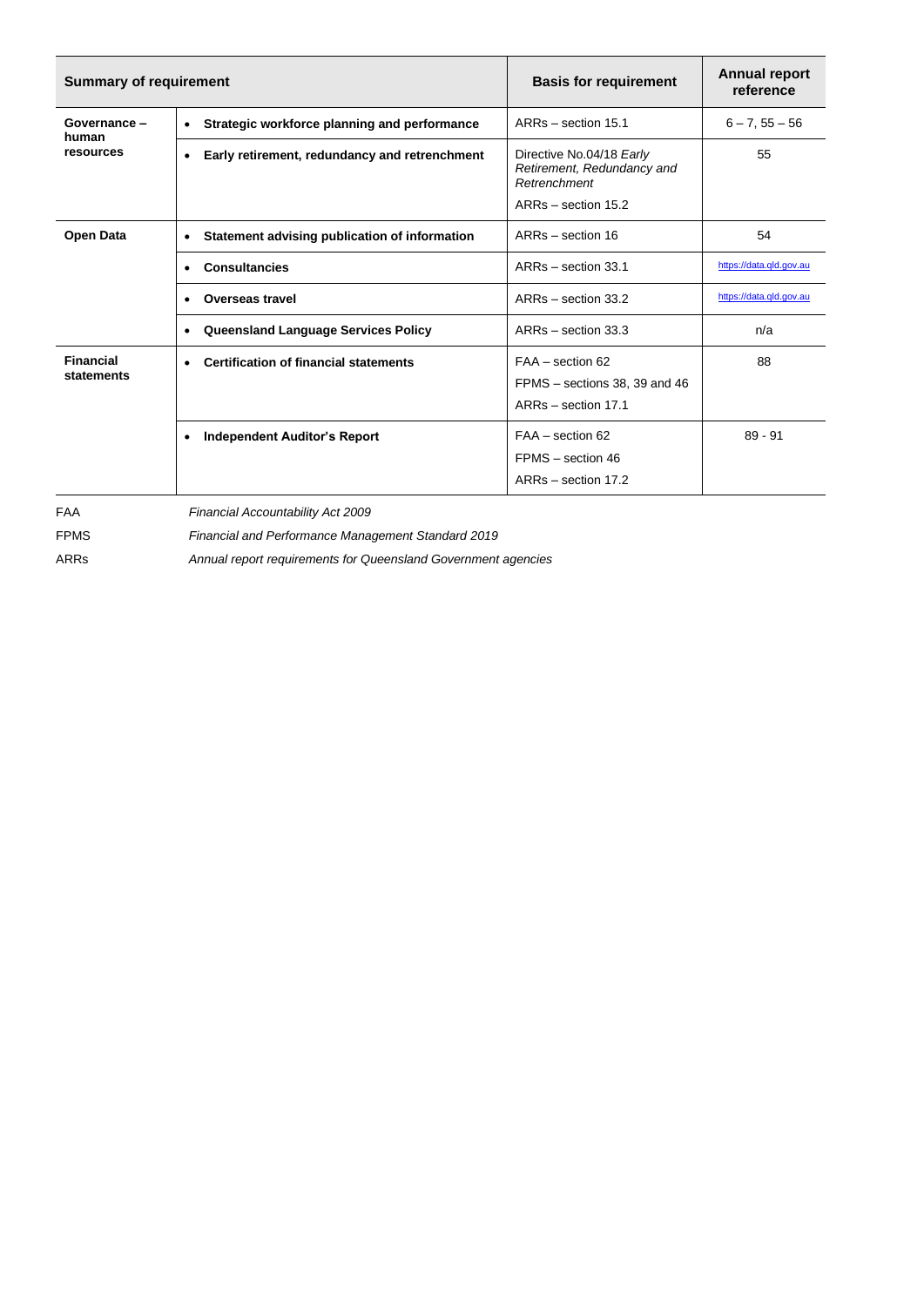| Summary of requirement | | Basis for requirement | Annual report reference |
|---|---|---|---|
| **Governance – human resources** | • **Strategic workforce planning and performance** | ARRs – section 15.1 | 6 – 7, 55 – 56 |
| | • **Early retirement, redundancy and retrenchment** | Directive No.04/18 *Early Retirement, Redundancy and Retrenchment*<br>ARRs – section 15.2 | 55 |
| **Open Data** | • **Statement advising publication of information** | ARRs – section 16 | 54 |
| | • **Consultancies** | ARRs – section 33.1 | https://data.qld.gov.au |
| | • **Overseas travel** | ARRs – section 33.2 | https://data.qld.gov.au |
| | • **Queensland Language Services Policy** | ARRs – section 33.3 | n/a |
| **Financial statements** | • **Certification of financial statements** | FAA – section 62<br>FPMS – sections 38, 39 and 46<br>ARRs – section 17.1 | 88 |
| | • **Independent Auditor's Report** | FAA – section 62<br>FPMS – section 46<br>ARRs – section 17.2 | 89 - 91 |

FAA *Financial Accountability Act 2009*

FPMS *Financial and Performance Management Standard 2019*

ARRs *Annual report requirements for Queensland Government agencies*